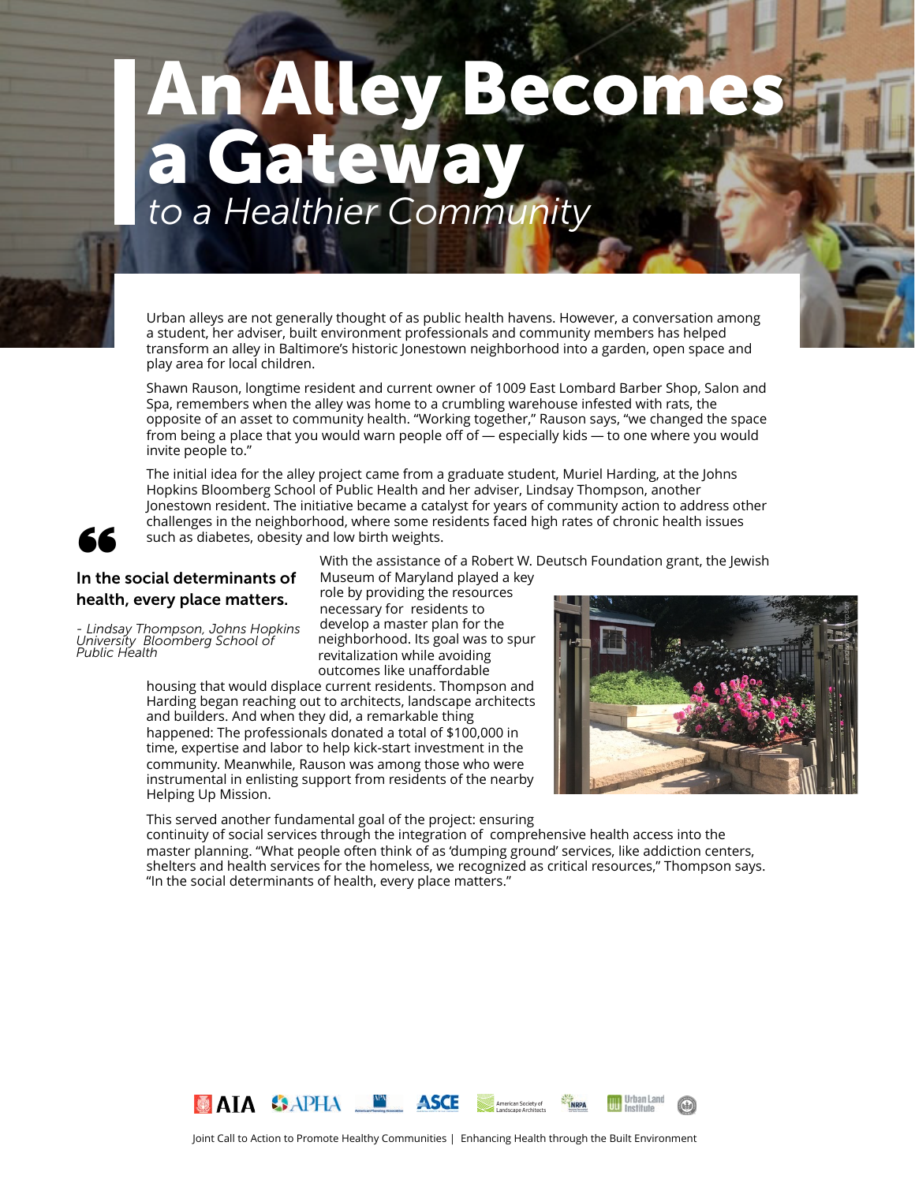# An Alley Becomes a Gateway

*to a Healthier Community*

Urban alleys are not generally thought of as public health havens. However, a conversation among a student, her adviser, built environment professionals and community members has helped transform an alley in Baltimore's historic Jonestown neighborhood into a garden, open space and play area for local children.

Shawn Rauson, longtime resident and current owner of 1009 East Lombard Barber Shop, Salon and Spa, remembers when the alley was home to a crumbling warehouse infested with rats, the opposite of an asset to community health. "Working together," Rauson says, "we changed the space from being a place that you would warn people off of — especially kids — to one where you would invite people to."

The initial idea for the alley project came from a graduate student, Muriel Harding, at the Johns Hopkins Bloomberg School of Public Health and her adviser, Lindsay Thompson, another Jonestown resident. The initiative became a catalyst for years of community action to address other challenges in the neighborhood, where some residents faced high rates of chronic health issues such as diabetes, obesity and low birth weights.

> **In the social determinants of health, every place matters.**
>
> *- Lindsay Thompson, Johns Hopkins University Bloomberg School of Public Health*

With the assistance of a Robert W. Deutsch Foundation grant, the Jewish Museum of Maryland played a key role by providing the resources necessary for residents to develop a master plan for the neighborhood. Its goal was to spur revitalization while avoiding outcomes like unaffordable housing that would displace current residents. Thompson and Harding began reaching out to architects, landscape architects and builders. And when they did, a remarkable thing happened: The professionals donated a total of $100,000 in time, expertise and labor to help kick-start investment in the community. Meanwhile, Rauson was among those who were instrumental in enlisting support from residents of the nearby Helping Up Mission.

This served another fundamental goal of the project: ensuring continuity of social services through the integration of comprehensive health access into the master planning. "What people often think of as 'dumping ground' services, like addiction centers, shelters and health services for the homeless, we recognized as critical resources," Thompson says. "In the social determinants of health, every place matters."

Joint Call to Action to Promote Healthy Communities | Enhancing Health through the Built Environment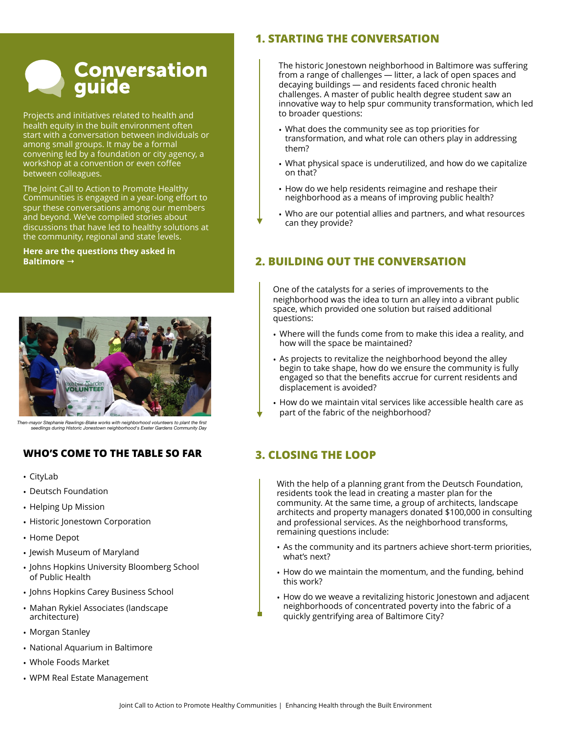# Conversation guide

Projects and initiatives related to health and health equity in the built environment often start with a conversation between individuals or among small groups. It may be a formal convening led by a foundation or city agency, a workshop at a convention or even coffee between colleagues.

The Joint Call to Action to Promote Healthy Communities is engaged in a year-long effort to spur these conversations among our members and beyond. We've compiled stories about discussions that have led to healthy solutions at the community, regional and state levels.

**Here are the questions they asked in Baltimore →**

*Then-mayor Stephanie Rawlings-Blake works with neighborhood volunteers to plant the first seedlings during Historic Jonestown neighborhood's Exeter Gardens Community Day*

## WHO'S COME TO THE TABLE SO FAR

- CityLab
- Deutsch Foundation
- Helping Up Mission
- Historic Jonestown Corporation
- Home Depot
- Jewish Museum of Maryland
- Johns Hopkins University Bloomberg School of Public Health
- Johns Hopkins Carey Business School
- Mahan Rykiel Associates (landscape architecture)
- Morgan Stanley
- National Aquarium in Baltimore
- Whole Foods Market
- WPM Real Estate Management

## 1. STARTING THE CONVERSATION

The historic Jonestown neighborhood in Baltimore was suffering from a range of challenges — litter, a lack of open spaces and decaying buildings — and residents faced chronic health challenges. A master of public health degree student saw an innovative way to help spur community transformation, which led to broader questions:

- What does the community see as top priorities for transformation, and what role can others play in addressing them?
- What physical space is underutilized, and how do we capitalize on that?
- How do we help residents reimagine and reshape their neighborhood as a means of improving public health?
- Who are our potential allies and partners, and what resources can they provide?

## 2. BUILDING OUT THE CONVERSATION

One of the catalysts for a series of improvements to the neighborhood was the idea to turn an alley into a vibrant public space, which provided one solution but raised additional questions:

- Where will the funds come from to make this idea a reality, and how will the space be maintained?
- As projects to revitalize the neighborhood beyond the alley begin to take shape, how do we ensure the community is fully engaged so that the benefits accrue for current residents and displacement is avoided?
- How do we maintain vital services like accessible health care as part of the fabric of the neighborhood?

## 3. CLOSING THE LOOP

With the help of a planning grant from the Deutsch Foundation, residents took the lead in creating a master plan for the community. At the same time, a group of architects, landscape architects and property managers donated $100,000 in consulting and professional services. As the neighborhood transforms, remaining questions include:

- As the community and its partners achieve short-term priorities, what's next?
- How do we maintain the momentum, and the funding, behind this work?
- How do we weave a revitalizing historic Jonestown and adjacent neighborhoods of concentrated poverty into the fabric of a quickly gentrifying area of Baltimore City?